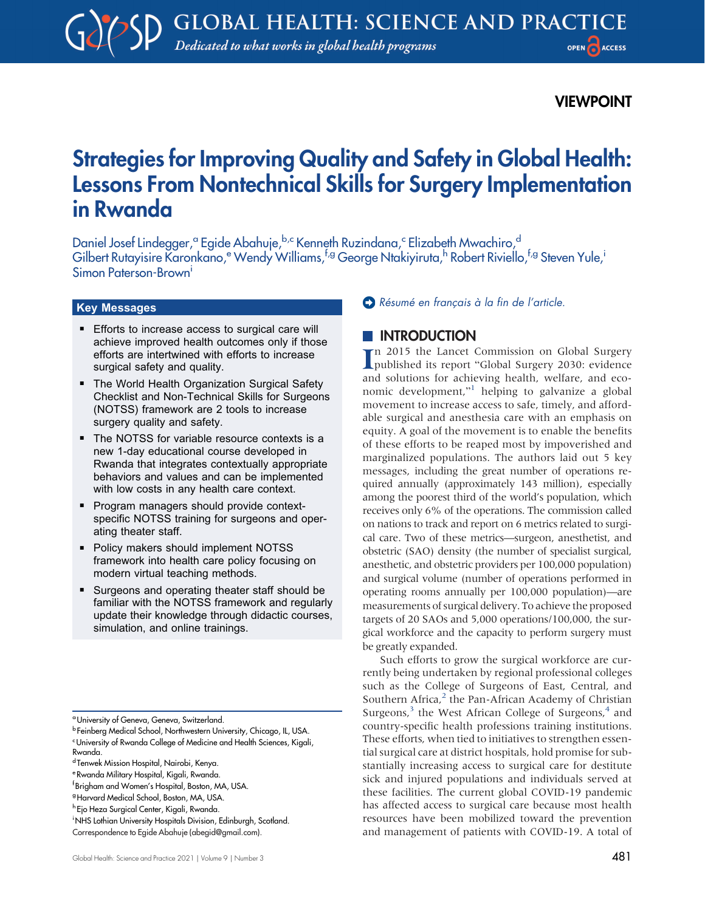VIEWPOINT

# Strategies for Improving Quality and Safety in Global Health: Lessons From Nontechnical Skills for Surgery Implementation in Rwanda

Daniel Josef Lindegger,[a] Egide Abahuje,[b,c] Kenneth Ruzindana,[c] Elizabeth Mwachiro,[d] Gilbert Rutayisire Karonkano,[e] Wendy Williams,[f,g] George Ntakiyiruta,[h] Robert Riviello,[f,g] Steven Yule,[i] Simon Paterson-Brown[i]

## Key Messages

- Efforts to increase access to surgical care will achieve improved health outcomes only if those efforts are intertwined with efforts to increase surgical safety and quality.
- The World Health Organization Surgical Safety Checklist and Non-Technical Skills for Surgeons (NOTSS) framework are 2 tools to increase surgery quality and safety.
- The NOTSS for variable resource contexts is a new 1-day educational course developed in Rwanda that integrates contextually appropriate behaviors and values and can be implemented with low costs in any health care context.
- Program managers should provide context-specific NOTSS training for surgeons and operating theater staff.
- Policy makers should implement NOTSS framework into health care policy focusing on modern virtual teaching methods.
- Surgeons and operating theater staff should be familiar with the NOTSS framework and regularly update their knowledge through didactic courses, simulation, and online trainings.

[a] University of Geneva, Geneva, Switzerland.
[b] Feinberg Medical School, Northwestern University, Chicago, IL, USA.
[c] University of Rwanda College of Medicine and Health Sciences, Kigali, Rwanda.
[d] Tenwek Mission Hospital, Nairobi, Kenya.
[e] Rwanda Military Hospital, Kigali, Rwanda.
[f] Brigham and Women's Hospital, Boston, MA, USA.
[g] Harvard Medical School, Boston, MA, USA.
[h] Ejo Heza Surgical Center, Kigali, Rwanda.
[i] NHS Lothian University Hospitals Division, Edinburgh, Scotland.
Correspondence to Egide Abahuje (abegid@gmail.com).

*Résumé en français à la fin de l'article.*

## INTRODUCTION

In 2015 the Lancet Commission on Global Surgery published its report "Global Surgery 2030: evidence and solutions for achieving health, welfare, and economic development,"[1] helping to galvanize a global movement to increase access to safe, timely, and affordable surgical and anesthesia care with an emphasis on equity. A goal of the movement is to enable the benefits of these efforts to be reaped most by impoverished and marginalized populations. The authors laid out 5 key messages, including the great number of operations required annually (approximately 143 million), especially among the poorest third of the world's population, which receives only 6% of the operations. The commission called on nations to track and report on 6 metrics related to surgical care. Two of these metrics—surgeon, anesthetist, and obstetric (SAO) density (the number of specialist surgical, anesthetic, and obstetric providers per 100,000 population) and surgical volume (number of operations performed in operating rooms annually per 100,000 population)—are measurements of surgical delivery. To achieve the proposed targets of 20 SAOs and 5,000 operations/100,000, the surgical workforce and the capacity to perform surgery must be greatly expanded.

Such efforts to grow the surgical workforce are currently being undertaken by regional professional colleges such as the College of Surgeons of East, Central, and Southern Africa,[2] the Pan-African Academy of Christian Surgeons,[3] the West African College of Surgeons,[4] and country-specific health professions training institutions. These efforts, when tied to initiatives to strengthen essential surgical care at district hospitals, hold promise for substantially increasing access to surgical care for destitute sick and injured populations and individuals served at these facilities. The current global COVID-19 pandemic has affected access to surgical care because most health resources have been mobilized toward the prevention and management of patients with COVID-19. A total of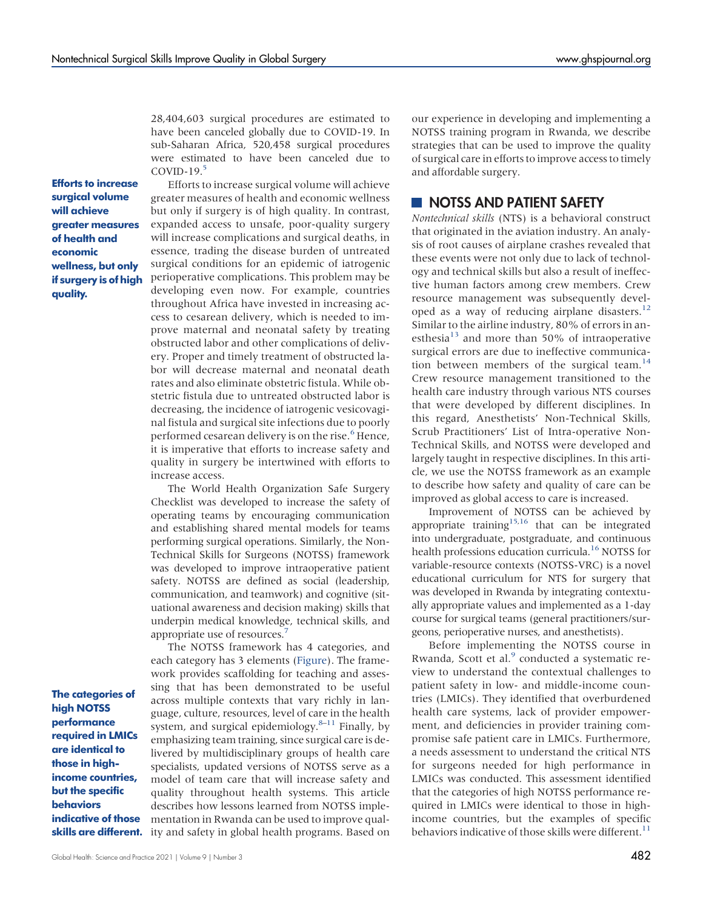28,404,603 surgical procedures are estimated to have been canceled globally due to COVID-19. In sub-Saharan Africa, 520,458 surgical procedures were estimated to have been canceled due to COVID-19.[5]

**Efforts to increase surgical volume will achieve greater measures of health and economic wellness, but only if surgery is of high quality.**

Efforts to increase surgical volume will achieve greater measures of health and economic wellness but only if surgery is of high quality. In contrast, expanded access to unsafe, poor-quality surgery will increase complications and surgical deaths, in essence, trading the disease burden of untreated surgical conditions for an epidemic of iatrogenic perioperative complications. This problem may be developing even now. For example, countries throughout Africa have invested in increasing access to cesarean delivery, which is needed to improve maternal and neonatal safety by treating obstructed labor and other complications of delivery. Proper and timely treatment of obstructed labor will decrease maternal and neonatal death rates and also eliminate obstetric fistula. While obstetric fistula due to untreated obstructed labor is decreasing, the incidence of iatrogenic vesicovaginal fistula and surgical site infections due to poorly performed cesarean delivery is on the rise.[6] Hence, it is imperative that efforts to increase safety and quality in surgery be intertwined with efforts to increase access.

The World Health Organization Safe Surgery Checklist was developed to increase the safety of operating teams by encouraging communication and establishing shared mental models for teams performing surgical operations. Similarly, the Non-Technical Skills for Surgeons (NOTSS) framework was developed to improve intraoperative patient safety. NOTSS are defined as social (leadership, communication, and teamwork) and cognitive (situational awareness and decision making) skills that underpin medical knowledge, technical skills, and appropriate use of resources.[7]

**The categories of high NOTSS performance required in LMICs are identical to those in high-income countries, but the specific behaviors indicative of those skills are different.**

The NOTSS framework has 4 categories, and each category has 3 elements (Figure). The framework provides scaffolding for teaching and assessing that has been demonstrated to be useful across multiple contexts that vary richly in language, culture, resources, level of care in the health system, and surgical epidemiology.[8–11] Finally, by emphasizing team training, since surgical care is delivered by multidisciplinary groups of health care specialists, updated versions of NOTSS serve as a model of team care that will increase safety and quality throughout health systems. This article describes how lessons learned from NOTSS implementation in Rwanda can be used to improve quality and safety in global health programs. Based on our experience in developing and implementing a NOTSS training program in Rwanda, we describe strategies that can be used to improve the quality of surgical care in efforts to improve access to timely and affordable surgery.

## NOTSS AND PATIENT SAFETY

*Nontechnical skills* (NTS) is a behavioral construct that originated in the aviation industry. An analysis of root causes of airplane crashes revealed that these events were not only due to lack of technology and technical skills but also a result of ineffective human factors among crew members. Crew resource management was subsequently developed as a way of reducing airplane disasters.[12] Similar to the airline industry, 80% of errors in anesthesia[13] and more than 50% of intraoperative surgical errors are due to ineffective communication between members of the surgical team.[14] Crew resource management transitioned to the health care industry through various NTS courses that were developed by different disciplines. In this regard, Anesthetists' Non-Technical Skills, Scrub Practitioners' List of Intra-operative Non-Technical Skills, and NOTSS were developed and largely taught in respective disciplines. In this article, we use the NOTSS framework as an example to describe how safety and quality of care can be improved as global access to care is increased.

Improvement of NOTSS can be achieved by appropriate training[15,16] that can be integrated into undergraduate, postgraduate, and continuous health professions education curricula.[16] NOTSS for variable-resource contexts (NOTSS-VRC) is a novel educational curriculum for NTS for surgery that was developed in Rwanda by integrating contextually appropriate values and implemented as a 1-day course for surgical teams (general practitioners/surgeons, perioperative nurses, and anesthetists).

Before implementing the NOTSS course in Rwanda, Scott et al.[9] conducted a systematic review to understand the contextual challenges to patient safety in low- and middle-income countries (LMICs). They identified that overburdened health care systems, lack of provider empowerment, and deficiencies in provider training compromise safe patient care in LMICs. Furthermore, a needs assessment to understand the critical NTS for surgeons needed for high performance in LMICs was conducted. This assessment identified that the categories of high NOTSS performance required in LMICs were identical to those in high-income countries, but the examples of specific behaviors indicative of those skills were different.[11]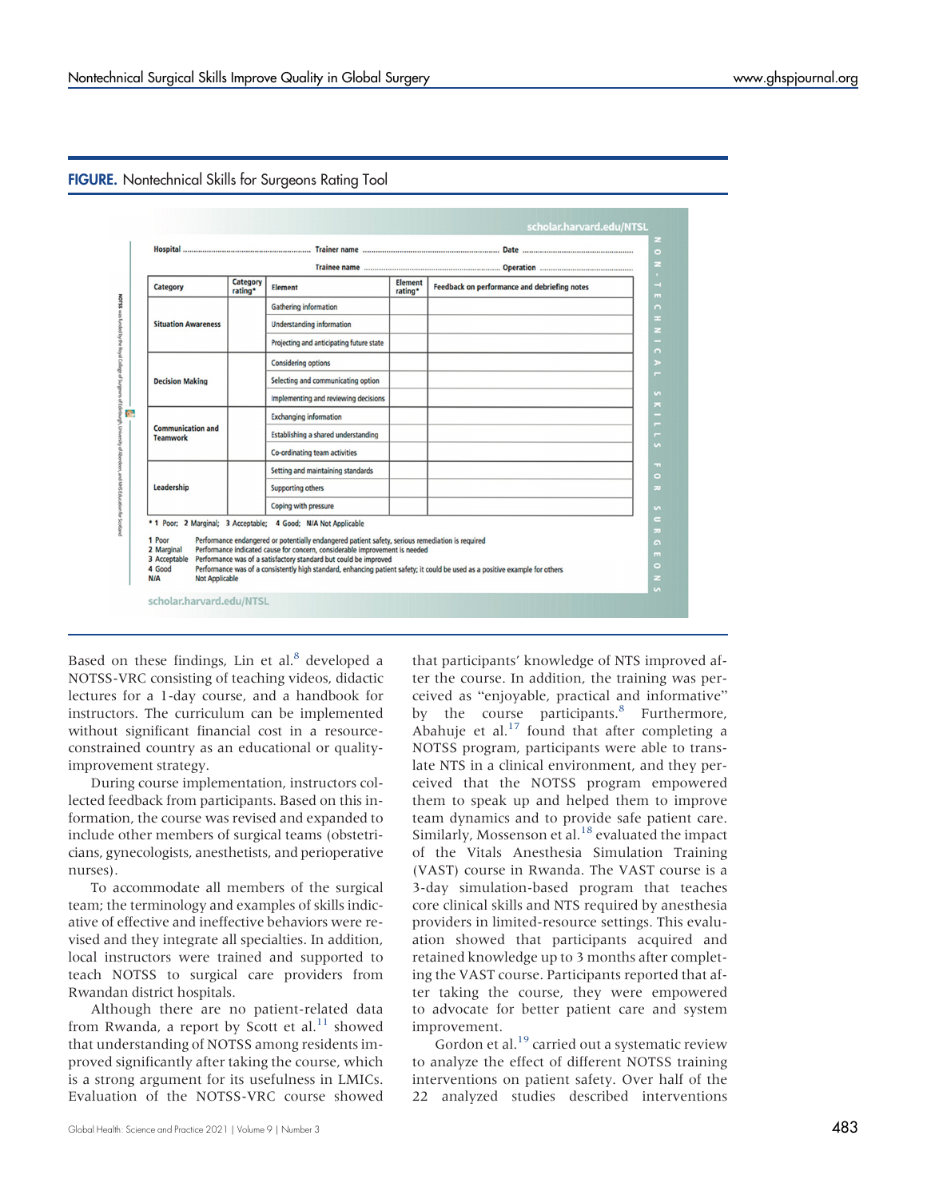**FIGURE.** Nontechnical Skills for Surgeons Rating Tool

scholar.harvard.edu/NTSL

Hospital ............................ Trainer name ............................ Date ............................

Trainee name ............................ Operation ............................

| Category | Category rating* | Element | Element rating* | Feedback on performance and debriefing notes |
|---|---|---|---|---|
| Situation Awareness | | Gathering information | | |
| | | Understanding information | | |
| | | Projecting and anticipating future state | | |
| Decision Making | | Considering options | | |
| | | Selecting and communicating option | | |
| | | Implementing and reviewing decisions | | |
| Communication and Teamwork | | Exchanging information | | |
| | | Establishing a shared understanding | | |
| | | Co-ordinating team activities | | |
| Leadership | | Setting and maintaining standards | | |
| | | Supporting others | | |
| | | Coping with pressure | | |

\* 1 Poor; 2 Marginal; 3 Acceptable; 4 Good; N/A Not Applicable

1 Poor — Performance endangered or potentially endangered patient safety, serious remediation is required
2 Marginal — Performance indicated cause for concern, considerable improvement is needed
3 Acceptable — Performance was of a satisfactory standard but could be improved
4 Good — Performance was of a consistently high standard, enhancing patient safety; it could be used as a positive example for others
N/A — Not Applicable

NOTSS was funded by the Royal College of Surgeons of Edinburgh, University of Aberdeen, and NHS Education for Scotland

NON-TECHNICAL SKILLS FOR SURGEONS

scholar.harvard.edu/NTSL

Based on these findings, Lin et al.[8] developed a NOTSS-VRC consisting of teaching videos, didactic lectures for a 1-day course, and a handbook for instructors. The curriculum can be implemented without significant financial cost in a resource-constrained country as an educational or quality-improvement strategy.

During course implementation, instructors collected feedback from participants. Based on this information, the course was revised and expanded to include other members of surgical teams (obstetricians, gynecologists, anesthetists, and perioperative nurses).

To accommodate all members of the surgical team; the terminology and examples of skills indicative of effective and ineffective behaviors were revised and they integrate all specialties. In addition, local instructors were trained and supported to teach NOTSS to surgical care providers from Rwandan district hospitals.

Although there are no patient-related data from Rwanda, a report by Scott et al.[11] showed that understanding of NOTSS among residents improved significantly after taking the course, which is a strong argument for its usefulness in LMICs. Evaluation of the NOTSS-VRC course showed that participants' knowledge of NTS improved after the course. In addition, the training was perceived as "enjoyable, practical and informative" by the course participants.[8] Furthermore, Abahuje et al.[17] found that after completing a NOTSS program, participants were able to translate NTS in a clinical environment, and they perceived that the NOTSS program empowered them to speak up and helped them to improve team dynamics and to provide safe patient care. Similarly, Mossenson et al.[18] evaluated the impact of the Vitals Anesthesia Simulation Training (VAST) course in Rwanda. The VAST course is a 3-day simulation-based program that teaches core clinical skills and NTS required by anesthesia providers in limited-resource settings. This evaluation showed that participants acquired and retained knowledge up to 3 months after completing the VAST course. Participants reported that after taking the course, they were empowered to advocate for better patient care and system improvement.

Gordon et al.[19] carried out a systematic review to analyze the effect of different NOTSS training interventions on patient safety. Over half of the 22 analyzed studies described interventions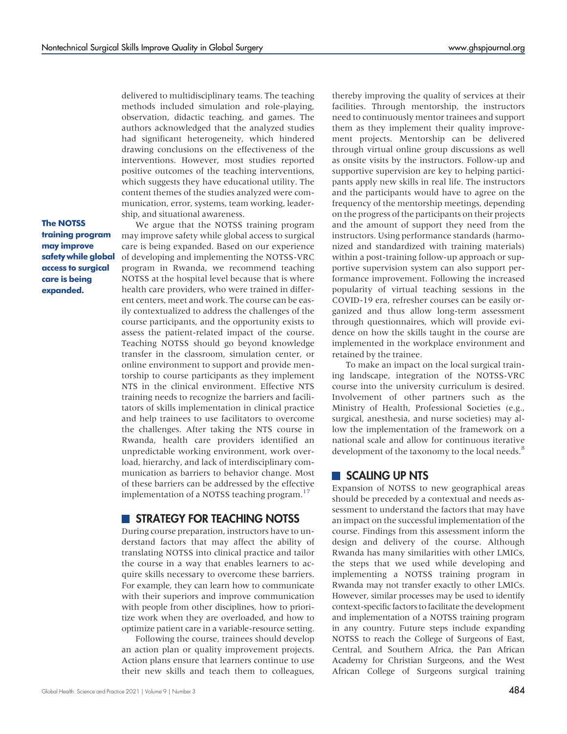delivered to multidisciplinary teams. The teaching methods included simulation and role-playing, observation, didactic teaching, and games. The authors acknowledged that the analyzed studies had significant heterogeneity, which hindered drawing conclusions on the effectiveness of the interventions. However, most studies reported positive outcomes of the teaching interventions, which suggests they have educational utility. The content themes of the studies analyzed were communication, error, systems, team working, leadership, and situational awareness.

**The NOTSS training program may improve safety while global access to surgical care is being expanded.**

We argue that the NOTSS training program may improve safety while global access to surgical care is being expanded. Based on our experience of developing and implementing the NOTSS-VRC program in Rwanda, we recommend teaching NOTSS at the hospital level because that is where health care providers, who were trained in different centers, meet and work. The course can be easily contextualized to address the challenges of the course participants, and the opportunity exists to assess the patient-related impact of the course. Teaching NOTSS should go beyond knowledge transfer in the classroom, simulation center, or online environment to support and provide mentorship to course participants as they implement NTS in the clinical environment. Effective NTS training needs to recognize the barriers and facilitators of skills implementation in clinical practice and help trainees to use facilitators to overcome the challenges. After taking the NTS course in Rwanda, health care providers identified an unpredictable working environment, work overload, hierarchy, and lack of interdisciplinary communication as barriers to behavior change. Most of these barriers can be addressed by the effective implementation of a NOTSS teaching program.[17]

## STRATEGY FOR TEACHING NOTSS

During course preparation, instructors have to understand factors that may affect the ability of translating NOTSS into clinical practice and tailor the course in a way that enables learners to acquire skills necessary to overcome these barriers. For example, they can learn how to communicate with their superiors and improve communication with people from other disciplines, how to prioritize work when they are overloaded, and how to optimize patient care in a variable-resource setting.

Following the course, trainees should develop an action plan or quality improvement projects. Action plans ensure that learners continue to use their new skills and teach them to colleagues, thereby improving the quality of services at their facilities. Through mentorship, the instructors need to continuously mentor trainees and support them as they implement their quality improvement projects. Mentorship can be delivered through virtual online group discussions as well as onsite visits by the instructors. Follow-up and supportive supervision are key to helping participants apply new skills in real life. The instructors and the participants would have to agree on the frequency of the mentorship meetings, depending on the progress of the participants on their projects and the amount of support they need from the instructors. Using performance standards (harmonized and standardized with training materials) within a post-training follow-up approach or supportive supervision system can also support performance improvement. Following the increased popularity of virtual teaching sessions in the COVID-19 era, refresher courses can be easily organized and thus allow long-term assessment through questionnaires, which will provide evidence on how the skills taught in the course are implemented in the workplace environment and retained by the trainee.

To make an impact on the local surgical training landscape, integration of the NOTSS-VRC course into the university curriculum is desired. Involvement of other partners such as the Ministry of Health, Professional Societies (e.g., surgical, anesthesia, and nurse societies) may allow the implementation of the framework on a national scale and allow for continuous iterative development of the taxonomy to the local needs.[8]

## SCALING UP NTS

Expansion of NOTSS to new geographical areas should be preceded by a contextual and needs assessment to understand the factors that may have an impact on the successful implementation of the course. Findings from this assessment inform the design and delivery of the course. Although Rwanda has many similarities with other LMICs, the steps that we used while developing and implementing a NOTSS training program in Rwanda may not transfer exactly to other LMICs. However, similar processes may be used to identify context-specific factors to facilitate the development and implementation of a NOTSS training program in any country. Future steps include expanding NOTSS to reach the College of Surgeons of East, Central, and Southern Africa, the Pan African Academy for Christian Surgeons, and the West African College of Surgeons surgical training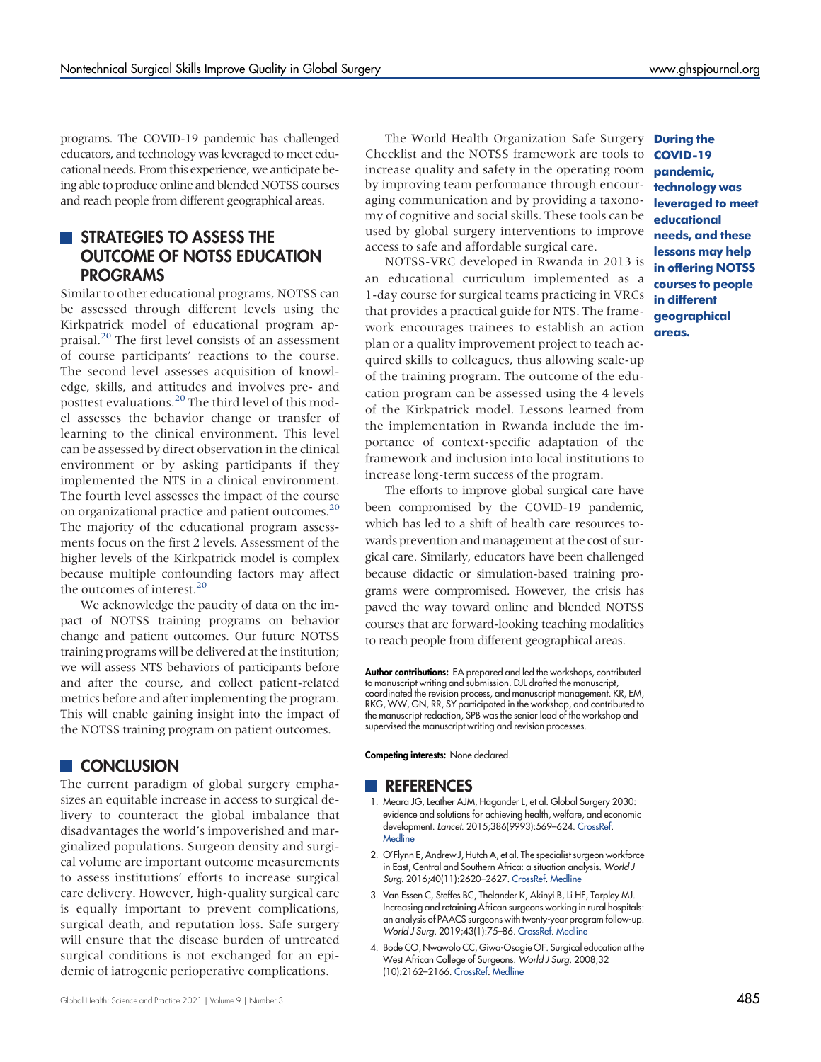programs. The COVID-19 pandemic has challenged educators, and technology was leveraged to meet educational needs. From this experience, we anticipate being able to produce online and blended NOTSS courses and reach people from different geographical areas.

## STRATEGIES TO ASSESS THE OUTCOME OF NOTSS EDUCATION PROGRAMS

Similar to other educational programs, NOTSS can be assessed through different levels using the Kirkpatrick model of educational program appraisal.[20] The first level consists of an assessment of course participants' reactions to the course. The second level assesses acquisition of knowledge, skills, and attitudes and involves pre- and posttest evaluations.[20] The third level of this model assesses the behavior change or transfer of learning to the clinical environment. This level can be assessed by direct observation in the clinical environment or by asking participants if they implemented the NTS in a clinical environment. The fourth level assesses the impact of the course on organizational practice and patient outcomes.[20] The majority of the educational program assessments focus on the first 2 levels. Assessment of the higher levels of the Kirkpatrick model is complex because multiple confounding factors may affect the outcomes of interest.[20]

We acknowledge the paucity of data on the impact of NOTSS training programs on behavior change and patient outcomes. Our future NOTSS training programs will be delivered at the institution; we will assess NTS behaviors of participants before and after the course, and collect patient-related metrics before and after implementing the program. This will enable gaining insight into the impact of the NOTSS training program on patient outcomes.

## CONCLUSION

The current paradigm of global surgery emphasizes an equitable increase in access to surgical delivery to counteract the global imbalance that disadvantages the world's impoverished and marginalized populations. Surgeon density and surgical volume are important outcome measurements to assess institutions' efforts to increase surgical care delivery. However, high-quality surgical care is equally important to prevent complications, surgical death, and reputation loss. Safe surgery will ensure that the disease burden of untreated surgical conditions is not exchanged for an epidemic of iatrogenic perioperative complications.

The World Health Organization Safe Surgery Checklist and the NOTSS framework are tools to increase quality and safety in the operating room by improving team performance through encouraging communication and by providing a taxonomy of cognitive and social skills. These tools can be used by global surgery interventions to improve access to safe and affordable surgical care.

NOTSS-VRC developed in Rwanda in 2013 is an educational curriculum implemented as a 1-day course for surgical teams practicing in VRCs that provides a practical guide for NTS. The framework encourages trainees to establish an action plan or a quality improvement project to teach acquired skills to colleagues, thus allowing scale-up of the training program. The outcome of the education program can be assessed using the 4 levels of the Kirkpatrick model. Lessons learned from the implementation in Rwanda include the importance of context-specific adaptation of the framework and inclusion into local institutions to increase long-term success of the program.

The efforts to improve global surgical care have been compromised by the COVID-19 pandemic, which has led to a shift of health care resources towards prevention and management at the cost of surgical care. Similarly, educators have been challenged because didactic or simulation-based training programs were compromised. However, the crisis has paved the way toward online and blended NOTSS courses that are forward-looking teaching modalities to reach people from different geographical areas.

**During the COVID-19 pandemic, technology was leveraged to meet educational needs, and these lessons may help in offering NOTSS courses to people in different geographical areas.**

**Author contributions:** EA prepared and led the workshops, contributed to manuscript writing and submission. DJL drafted the manuscript, coordinated the revision process, and manuscript management. KR, EM, RKG, WW, GN, RR, SY participated in the workshop, and contributed to the manuscript redaction, SPB was the senior lead of the workshop and supervised the manuscript writing and revision processes.

**Competing interests:** None declared.

## REFERENCES

1. Meara JG, Leather AJM, Hagander L, et al. Global Surgery 2030: evidence and solutions for achieving health, welfare, and economic development. *Lancet.* 2015;386(9993):569–624. CrossRef. Medline
2. O'Flynn E, Andrew J, Hutch A, et al. The specialist surgeon workforce in East, Central and Southern Africa: a situation analysis. *World J Surg.* 2016;40(11):2620–2627. CrossRef. Medline
3. Van Essen C, Steffes BC, Thelander K, Akinyi B, Li HF, Tarpley MJ. Increasing and retaining African surgeons working in rural hospitals: an analysis of PAACS surgeons with twenty-year program follow-up. *World J Surg.* 2019;43(1):75–86. CrossRef. Medline
4. Bode CO, Nwawolo CC, Giwa-Osagie OF. Surgical education at the West African College of Surgeons. *World J Surg.* 2008;32 (10):2162–2166. CrossRef. Medline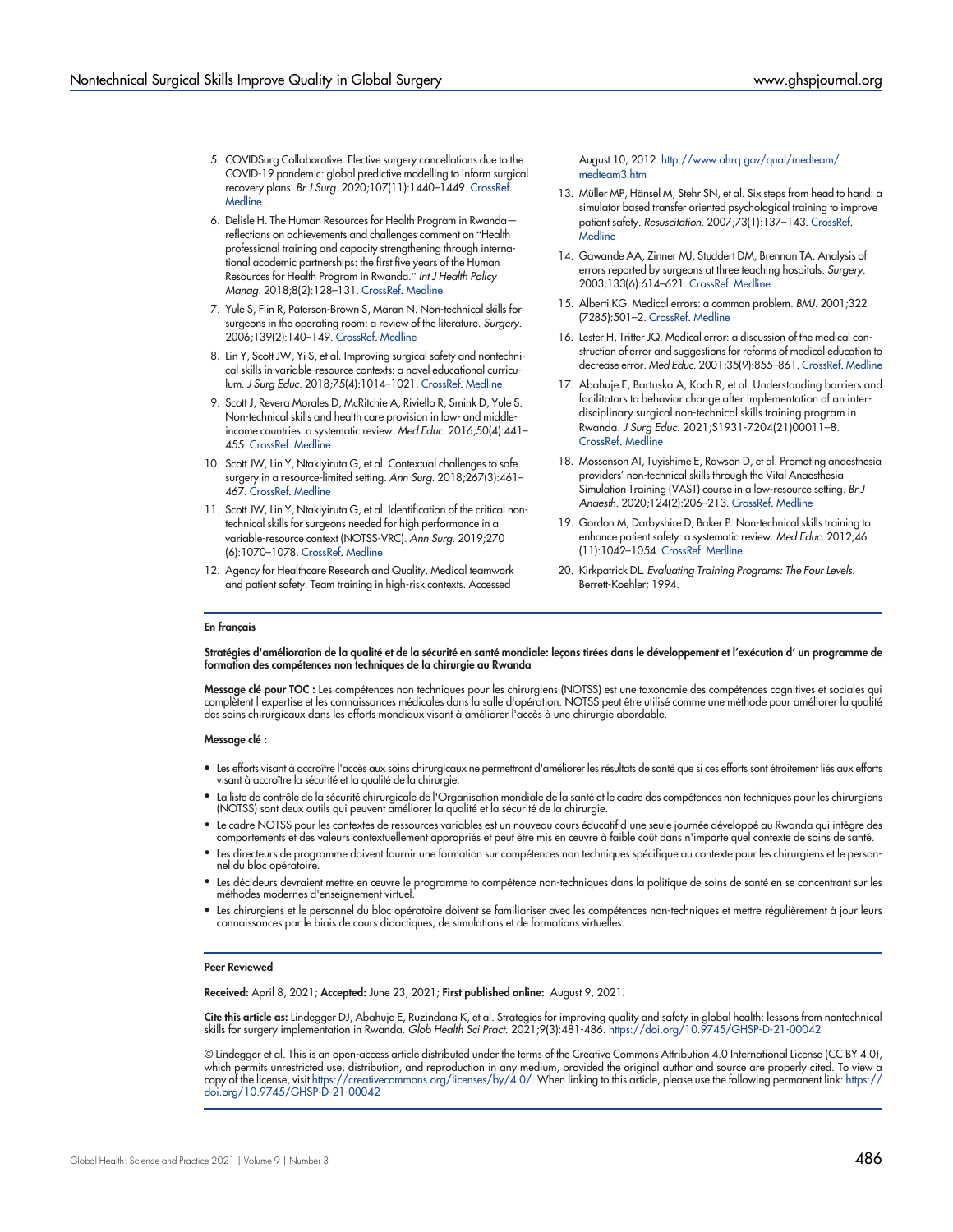5. COVIDSurg Collaborative. Elective surgery cancellations due to the COVID-19 pandemic: global predictive modelling to inform surgical recovery plans. *Br J Surg.* 2020;107(11):1440–1449. CrossRef. Medline
6. Delisle H. The Human Resources for Health Program in Rwanda—reflections on achievements and challenges comment on "Health professional training and capacity strengthening through international academic partnerships: the first five years of the Human Resources for Health Program in Rwanda." *Int J Health Policy Manag.* 2018;8(2):128–131. CrossRef. Medline
7. Yule S, Flin R, Paterson-Brown S, Maran N. Non-technical skills for surgeons in the operating room: a review of the literature. *Surgery.* 2006;139(2):140–149. CrossRef. Medline
8. Lin Y, Scott JW, Yi S, et al. Improving surgical safety and nontechnical skills in variable-resource contexts: a novel educational curriculum. *J Surg Educ.* 2018;75(4):1014–1021. CrossRef. Medline
9. Scott J, Revera Morales D, McRitchie A, Riviello R, Smink D, Yule S. Non-technical skills and health care provision in low- and middle-income countries: a systematic review. *Med Educ.* 2016;50(4):441–455. CrossRef. Medline
10. Scott JW, Lin Y, Ntakiyiruta G, et al. Contextual challenges to safe surgery in a resource-limited setting. *Ann Surg.* 2018;267(3):461–467. CrossRef. Medline
11. Scott JW, Lin Y, Ntakiyiruta G, et al. Identification of the critical nontechnical skills for surgeons needed for high performance in a variable-resource context (NOTSS-VRC). *Ann Surg.* 2019;270(6):1070–1078. CrossRef. Medline
12. Agency for Healthcare Research and Quality. Medical teamwork and patient safety. Team training in high-risk contexts. Accessed August 10, 2012. http://www.ahrq.gov/qual/medteam/medteam3.htm
13. Müller MP, Hänsel M, Stehr SN, et al. Six steps from head to hand: a simulator based transfer oriented psychological training to improve patient safety. *Resuscitation.* 2007;73(1):137–143. CrossRef. Medline
14. Gawande AA, Zinner MJ, Studdert DM, Brennan TA. Analysis of errors reported by surgeons at three teaching hospitals. *Surgery.* 2003;133(6):614–621. CrossRef. Medline
15. Alberti KG. Medical errors: a common problem. *BMJ.* 2001;322(7285):501–2. CrossRef. Medline
16. Lester H, Tritter JQ. Medical error: a discussion of the medical construction of error and suggestions for reforms of medical education to decrease error. *Med Educ.* 2001;35(9):855–861. CrossRef. Medline
17. Abahuje E, Bartuska A, Koch R, et al. Understanding barriers and facilitators to behavior change after implementation of an interdisciplinary surgical non-technical skills training program in Rwanda. *J Surg Educ.* 2021;S1931-7204(21)00011–8. CrossRef. Medline
18. Mossenson AI, Tuyishime E, Rawson D, et al. Promoting anaesthesia providers' non-technical skills through the Vital Anaesthesia Simulation Training (VAST) course in a low-resource setting. *Br J Anaesth.* 2020;124(2):206–213. CrossRef. Medline
19. Gordon M, Darbyshire D, Baker P. Non-technical skills training to enhance patient safety: a systematic review. *Med Educ.* 2012;46(11):1042–1054. CrossRef. Medline
20. Kirkpatrick DL. *Evaluating Training Programs: The Four Levels.* Berrett-Koehler; 1994.

**En français**

**Stratégies d'amélioration de la qualité et de la sécurité en santé mondiale: leçons tirées dans le développement et l'exécution d' un programme de formation des compétences non techniques de la chirurgie au Rwanda**

**Message clé pour TOC :** Les compétences non techniques pour les chirurgiens (NOTSS) est une taxonomie des compétences cognitives et sociales qui complètent l'expertise et les connaissances médicales dans la salle d'opération. NOTSS peut être utilisé comme une méthode pour améliorer la qualité des soins chirurgicaux dans les efforts mondiaux visant à améliorer l'accès à une chirurgie abordable.

**Message clé :**

- Les efforts visant à accroître l'accès aux soins chirurgicaux ne permettront d'améliorer les résultats de santé que si ces efforts sont étroitement liés aux efforts visant à accroître la sécurité et la qualité de la chirurgie.
- La liste de contrôle de la sécurité chirurgicale de l'Organisation mondiale de la santé et le cadre des compétences non techniques pour les chirurgiens (NOTSS) sont deux outils qui peuvent améliorer la qualité et la sécurité de la chirurgie.
- Le cadre NOTSS pour les contextes de ressources variables est un nouveau cours éducatif d'une seule journée développé au Rwanda qui intègre des comportements et des valeurs contextuellement appropriés et peut être mis en œuvre à faible coût dans n'importe quel contexte de soins de santé.
- Les directeurs de programme doivent fournir une formation sur compétences non techniques spécifique au contexte pour les chirurgiens et le personnel du bloc opératoire.
- Les décideurs devraient mettre en œuvre le programme to compétence non-techniques dans la politique de soins de santé en se concentrant sur les méthodes modernes d'enseignement virtuel.
- Les chirurgiens et le personnel du bloc opératoire doivent se familiariser avec les compétences non-techniques et mettre régulièrement à jour leurs connaissances par le biais de cours didactiques, de simulations et de formations virtuelles.

**Peer Reviewed**

**Received:** April 8, 2021; **Accepted:** June 23, 2021; **First published online:** August 9, 2021.

**Cite this article as:** Lindegger DJ, Abahuje E, Ruzindana K, et al. Strategies for improving quality and safety in global health: lessons from nontechnical skills for surgery implementation in Rwanda. *Glob Health Sci Pract.* 2021;9(3):481-486. https://doi.org/10.9745/GHSP-D-21-00042

© Lindegger et al. This is an open-access article distributed under the terms of the Creative Commons Attribution 4.0 International License (CC BY 4.0), which permits unrestricted use, distribution, and reproduction in any medium, provided the original author and source are properly cited. To view a copy of the license, visit https://creativecommons.org/licenses/by/4.0/. When linking to this article, please use the following permanent link: https://doi.org/10.9745/GHSP-D-21-00042